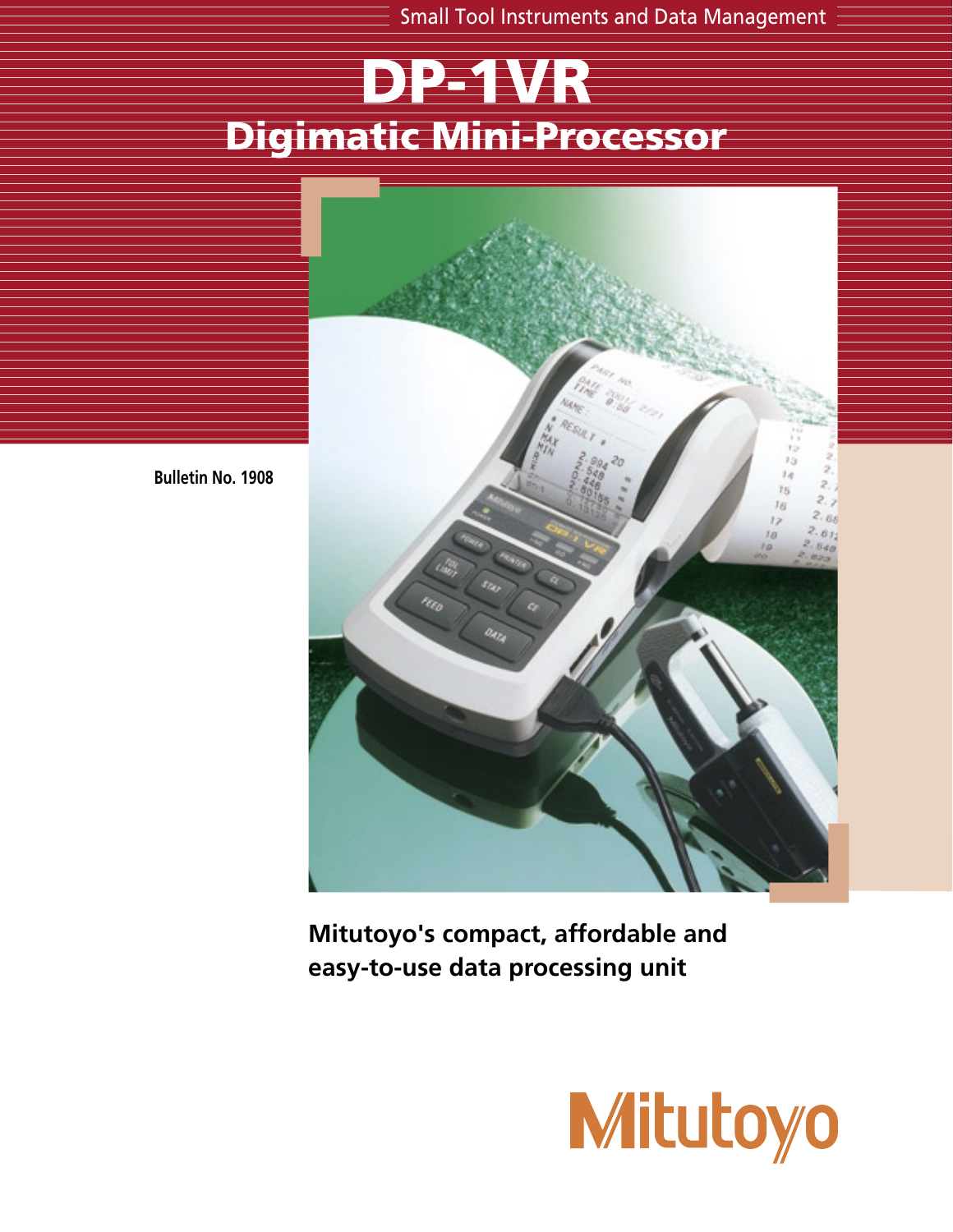Small Tool Instruments and Data Management

# DP-1VR

## Digimatic Mini-Processor

Bulletin No. 1908

**Mitutoyo's compact, affordable and easy-to-use data processing unit**

Mitutoyo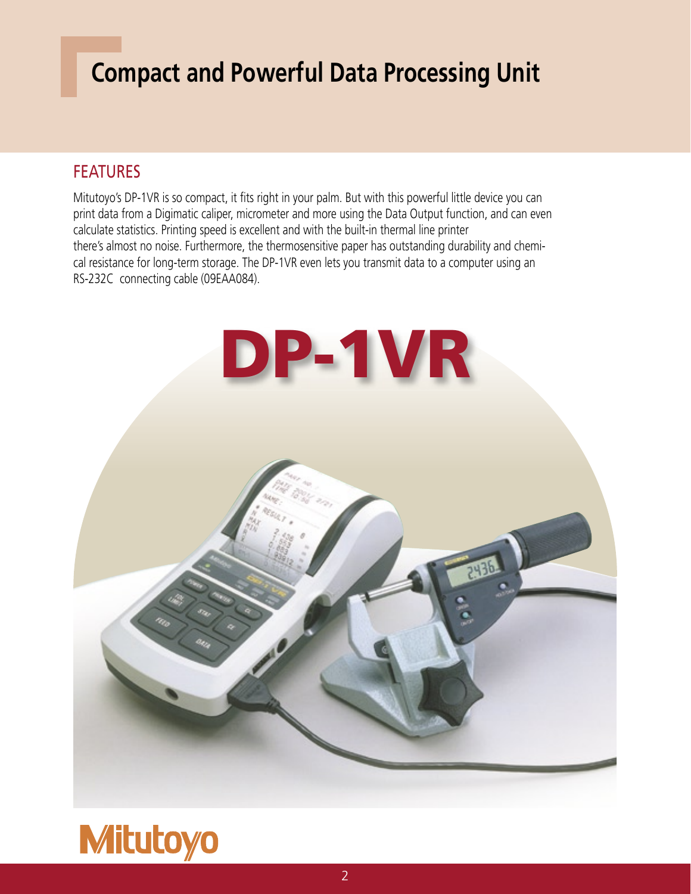# Compact and Powerful Data Processing Unit

## FEATURES

Mitutoyo's DP-1VR is so compact, it fits right in your palm. But with this powerful little device you can print data from a Digimatic caliper, micrometer and more using the Data Output function, and can even calculate statistics. Printing speed is excellent and with the built-in thermal line printer there's almost no noise. Furthermore, the thermosensitive paper has outstanding durability and chemical resistance for long-term storage. The DP-1VR even lets you transmit data to a computer using an RS-232C connecting cable (09EAA084).

# DP-1VR

Mitutoyo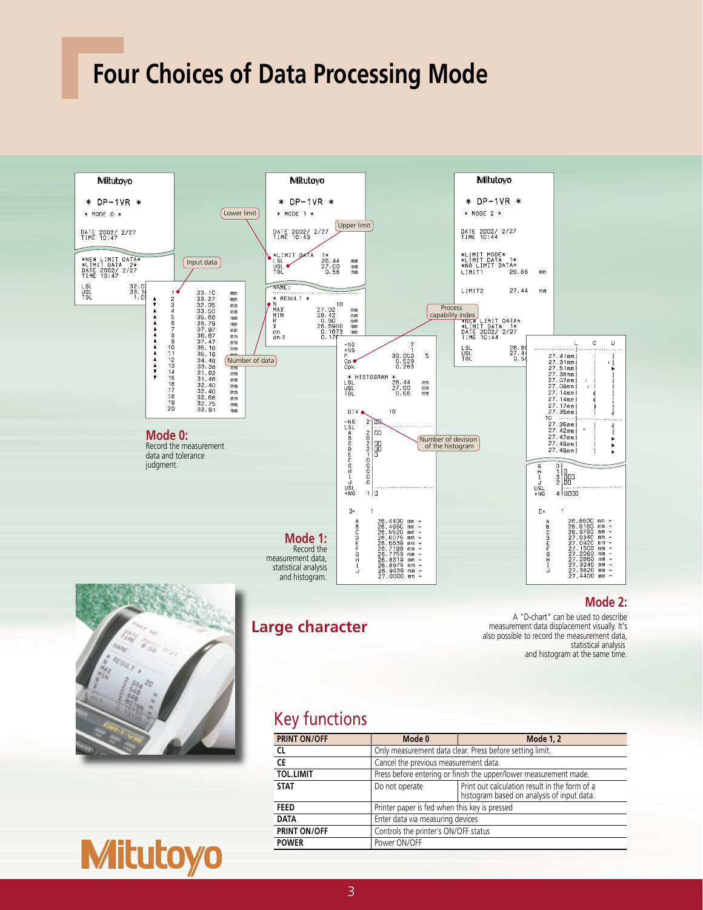# Four Choices of Data Processing Mode

**Mode 0:**
Record the measurement data and tolerance judgment.

**Mode 1:**
Record the measurement data, statistical analysis and histogram.

**Mode 2:**
A "D-chart" can be used to describe measurement data displacement visually. It's also possible to record the measurement data, statistical analysis and histogram at the same time.

## Large character

## Key functions

| PRINT ON/OFF | Mode 0 | Mode 1, 2 |
|---|---|---|
| CL | Only measurement data clear. Press before setting limit. | |
| CE | Cancel the previous measurement data. | |
| TOL.LIMIT | Press before entering or finish the upper/lower measurement made. | |
| STAT | Do not operate | Print out calculation result in the form of a histogram based on analysis of input data. |
| FEED | Printer paper is fed when this key is pressed | |
| DATA | Enter data via measuring devices | |
| PRINT ON/OFF | Controls the printer's ON/OFF status | |
| POWER | Power ON/OFF | |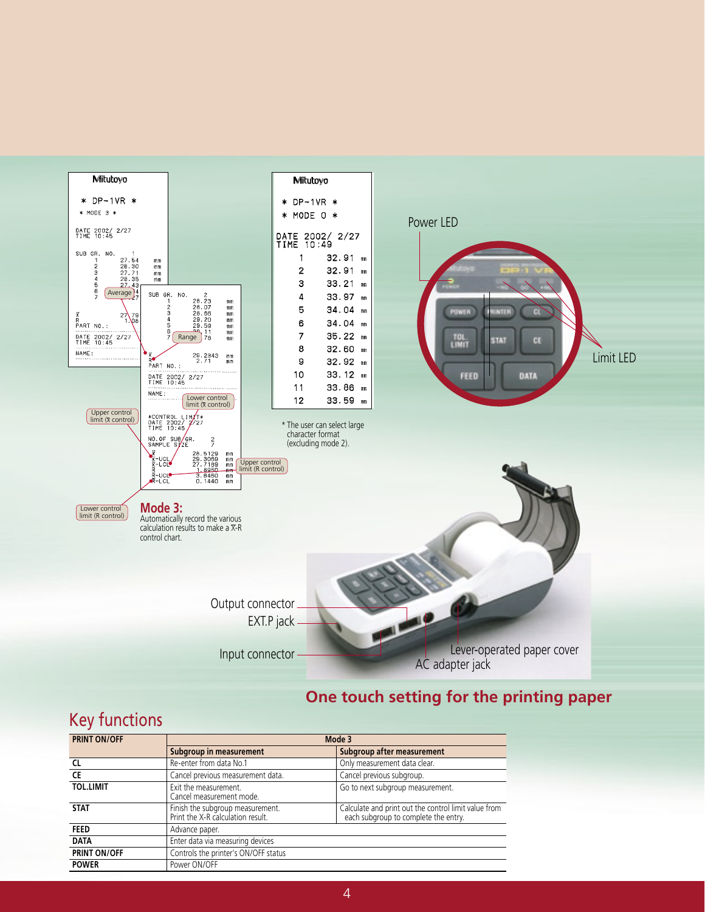**Mode 3:**
Automatically record the various calculation results to make a $\bar{X}$-R control chart.

\* The user can select large character format (excluding mode 2).

Power LED

Limit LED

Output connector

EXT.P jack

Input connector

Lever-operated paper cover

AC adapter jack

**One touch setting for the printing paper**

## Key functions

| PRINT ON/OFF | Mode 3 | |
|---|---|---|
| | **Subgroup in measurement** | **Subgroup after measurement** |
| **CL** | Re-enter from data No.1 | Only measurement data clear. |
| **CE** | Cancel previous measurement data. | Cancel previous subgroup. |
| **TOL.LIMIT** | Exit the measurement. Cancel measurement mode. | Go to next subgroup measurement. |
| **STAT** | Finish the subgroup measurement. Print the X-R calculation result. | Calculate and print out the control limit value from each subgroup to complete the entry. |
| **FEED** | Advance paper. | |
| **DATA** | Enter data via measuring devices | |
| **PRINT ON/OFF** | Controls the printer's ON/OFF status | |
| **POWER** | Power ON/OFF | |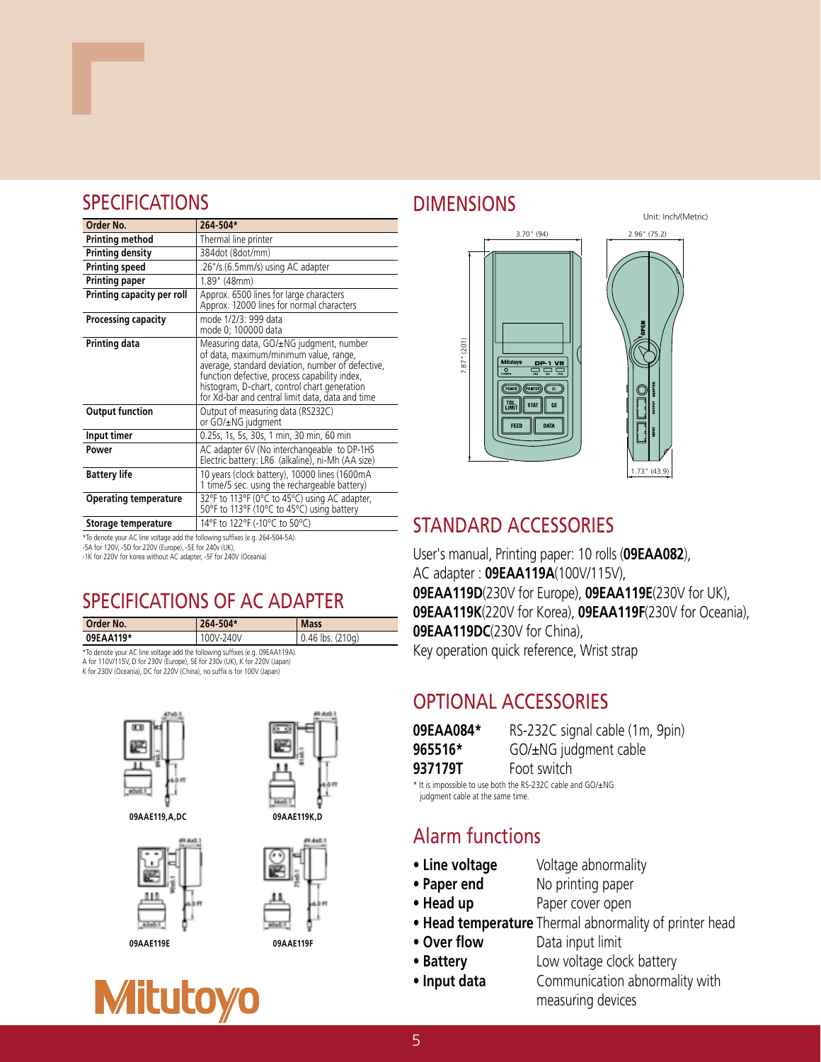## SPECIFICATIONS

| Order No. | 264-504* |
|---|---|
| Printing method | Thermal line printer |
| Printing density | 384dot (8dot/mm) |
| Printing speed | .26"/s (6.5mm/s) using AC adapter |
| Printing paper | 1.89" (48mm) |
| Printing capacity per roll | Approx. 6500 lines for large characters<br>Approx. 12000 lines for normal characters |
| Processing capacity | mode 1/2/3: 999 data<br>mode 0; 100000 data |
| Printing data | Measuring data, GO/±NG judgment, number of data, maximum/minimum value, range, average, standard deviation, number of defective, function defective, process capability index, histogram, D-chart, control chart generation for Xd-bar and central limit data, data and time |
| Output function | Output of measuring data (RS232C)<br>or GO/±NG judgment |
| Input timer | 0.25s, 1s, 5s, 30s, 1 min, 30 min, 60 min |
| Power | AC adapter 6V (No interchangeable to DP-1HS<br>Electric battery: LR6 (alkaline), ni-Mh (AA size) |
| Battery life | 10 years (clock battery), 10000 lines (1600mA<br>1 time/5 sec. using the rechargeable battery) |
| Operating temperature | 32°F to 113°F (0°C to 45°C) using AC adapter,<br>50°F to 113°F (10°C to 45°C) using battery |
| Storage temperature | 14°F to 122°F (-10°C to 50°C) |

*To denote your AC line voltage add the following suffixes (e.g. 264-504-5A).
-5A for 120V, -5D for 220V (Europe), -5E for 240v (UK),
-1K for 220V for korea without AC adapter, -5F for 240V (Oceania)

## SPECIFICATIONS OF AC ADAPTER

| Order No. | 264-504* | Mass |
|---|---|---|
| 09EAA119* | 100V-240V | 0.46 lbs. (210g) |

*To denote your AC line voltage add the following suffixes (e.g. 09EAA119A).
A for 110V/115V, D for 230V (Europe), 5E for 230v (UK), K for 220V (Japan)
K for 230V (Oceania), DC for 220V (China), no suffix is for 100V (Japan)

09AAE119,A,DC

09AAE119K,D

09AAE119E

09AAE119F

Mitutoyo

## DIMENSIONS

Unit: Inch/(Metric)

3.70" (94)
2.96" (75.2)
7.87" (201)
1.73" (43.9)

## STANDARD ACCESSORIES

User's manual, Printing paper: 10 rolls (**09EAA082**),
AC adapter : **09EAA119A**(100V/115V),
**09EAA119D**(230V for Europe), **09EAA119E**(230V for UK),
**09EAA119K**(220V for Korea), **09EAA119F**(230V for Oceania),
**09EAA119DC**(230V for China),
Key operation quick reference, Wrist strap

## OPTIONAL ACCESSORIES

| | |
|---|---|
| **09EAA084*** | RS-232C signal cable (1m, 9pin) |
| **965516*** | GO/±NG judgment cable |
| **937179T** | Foot switch |

* It is impossible to use both the RS-232C cable and GO/±NG judgment cable at the same time.

## Alarm functions

- **Line voltage** Voltage abnormality
- **Paper end** No printing paper
- **Head up** Paper cover open
- **Head temperature** Thermal abnormality of printer head
- **Over flow** Data input limit
- **Battery** Low voltage clock battery
- **Input data** Communication abnormality with measuring devices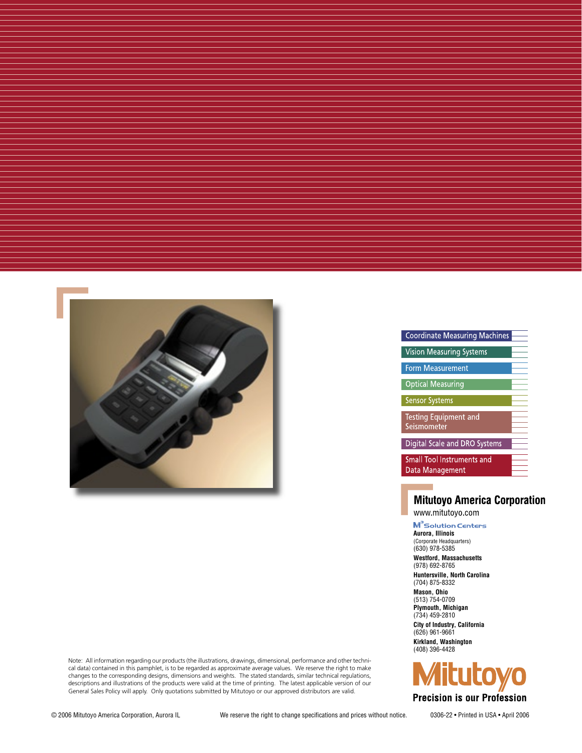- Coordinate Measuring Machines
- Vision Measuring Systems
- Form Measurement
- Optical Measuring
- Sensor Systems
- Testing Equipment and Seismometer
- Digital Scale and DRO Systems
- Small Tool Instruments and Data Management

## Mitutoyo America Corporation

www.mitutoyo.com

M3 Solution Centers

**Aurora, Illinois**
(Corporate Headquarters)
(630) 978-5385

**Westford, Massachusetts**
(978) 692-8765

**Huntersville, North Carolina**
(704) 875-8332

**Mason, Ohio**
(513) 754-0709

**Plymouth, Michigan**
(734) 459-2810

**City of Industry, California**
(626) 961-9661

**Kirkland, Washington**
(408) 396-4428

Note: All information regarding our products (the illustrations, drawings, dimensional, performance and other technical data) contained in this pamphlet, is to be regarded as approximate average values. We reserve the right to make changes to the corresponding designs, dimensions and weights. The stated standards, similar technical regulations, descriptions and illustrations of the products were valid at the time of printing. The latest applicable version of our General Sales Policy will apply. Only quotations submitted by Mitutoyo or our approved distributors are valid.

**Mitutoyo**

**Precision is our Profession**

© 2006 Mitutoyo America Corporation, Aurora IL

We reserve the right to change specifications and prices without notice.

0306-22 • Printed in USA • April 2006